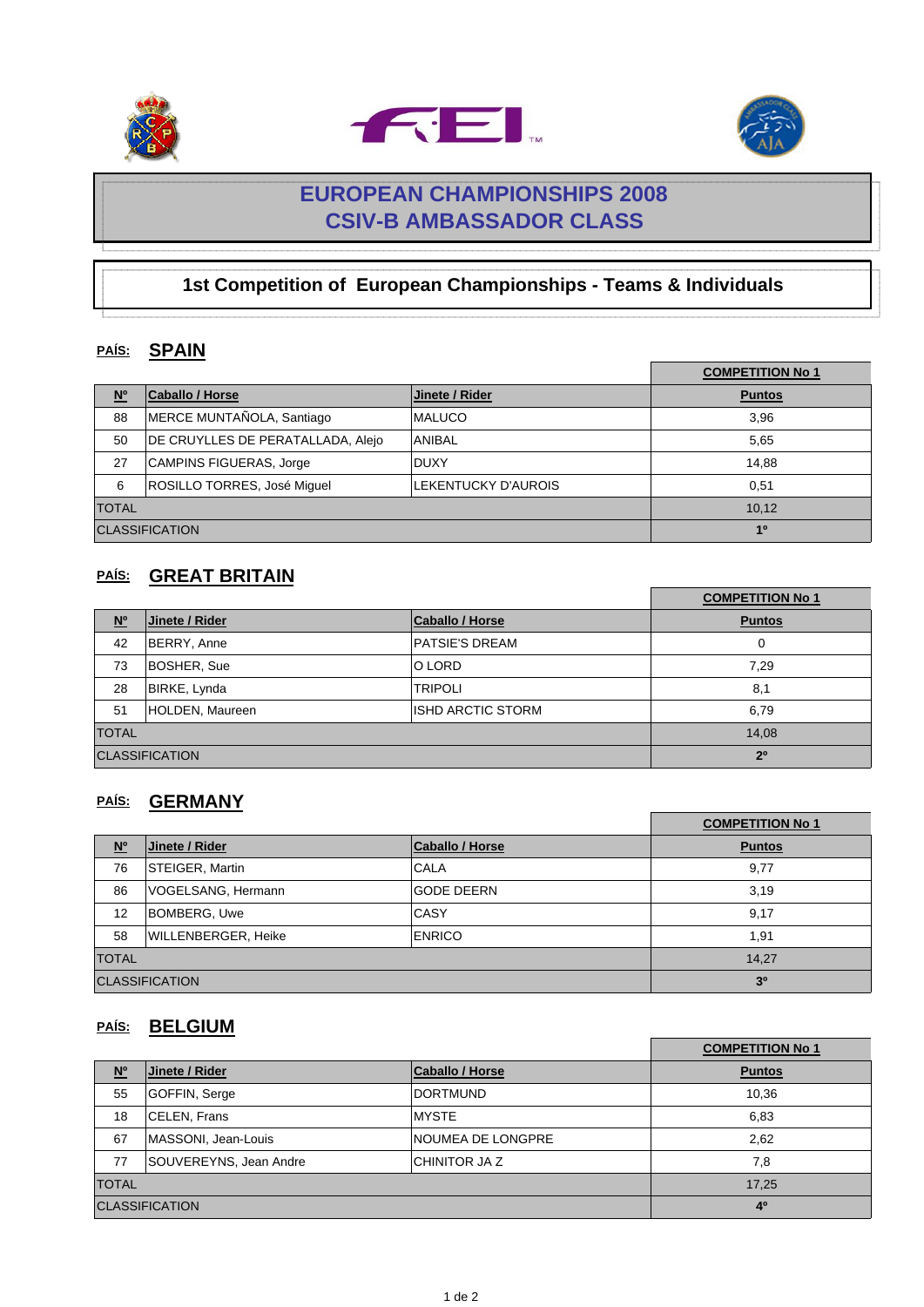# EUROPEAN CHAMPIONSHIPS 2008
# CSIV-B AMBASSADOR CLASS

## 1st Competition of European Championships - Teams & Individuals

### PAÍS: SPAIN

| Nº | Caballo / Horse | Jinete / Rider | COMPETITION No 1 Puntos |
|---|---|---|---|
| 88 | MERCE MUNTAÑOLA, Santiago | MALUCO | 3,96 |
| 50 | DE CRUYLLES DE PERATALLADA, Alejo | ANIBAL | 5,65 |
| 27 | CAMPINS FIGUERAS, Jorge | DUXY | 14,88 |
| 6 | ROSILLO TORRES, José Miguel | LEKENTUCKY D'AUROIS | 0,51 |
| TOTAL | | | 10,12 |
| CLASSIFICATION | | | **1º** |

### PAÍS: GREAT BRITAIN

| Nº | Jinete / Rider | Caballo / Horse | COMPETITION No 1 Puntos |
|---|---|---|---|
| 42 | BERRY, Anne | PATSIE'S DREAM | 0 |
| 73 | BOSHER, Sue | O LORD | 7,29 |
| 28 | BIRKE, Lynda | TRIPOLI | 8,1 |
| 51 | HOLDEN, Maureen | ISHD ARCTIC STORM | 6,79 |
| TOTAL | | | 14,08 |
| CLASSIFICATION | | | **2º** |

### PAÍS: GERMANY

| Nº | Jinete / Rider | Caballo / Horse | COMPETITION No 1 Puntos |
|---|---|---|---|
| 76 | STEIGER, Martin | CALA | 9,77 |
| 86 | VOGELSANG, Hermann | GODE DEERN | 3,19 |
| 12 | BOMBERG, Uwe | CASY | 9,17 |
| 58 | WILLENBERGER, Heike | ENRICO | 1,91 |
| TOTAL | | | 14,27 |
| CLASSIFICATION | | | **3º** |

### PAÍS: BELGIUM

| Nº | Jinete / Rider | Caballo / Horse | COMPETITION No 1 Puntos |
|---|---|---|---|
| 55 | GOFFIN, Serge | DORTMUND | 10,36 |
| 18 | CELEN, Frans | MYSTE | 6,83 |
| 67 | MASSONI, Jean-Louis | NOUMEA DE LONGPRE | 2,62 |
| 77 | SOUVEREYNS, Jean Andre | CHINITOR JA Z | 7,8 |
| TOTAL | | | 17,25 |
| CLASSIFICATION | | | **4º** |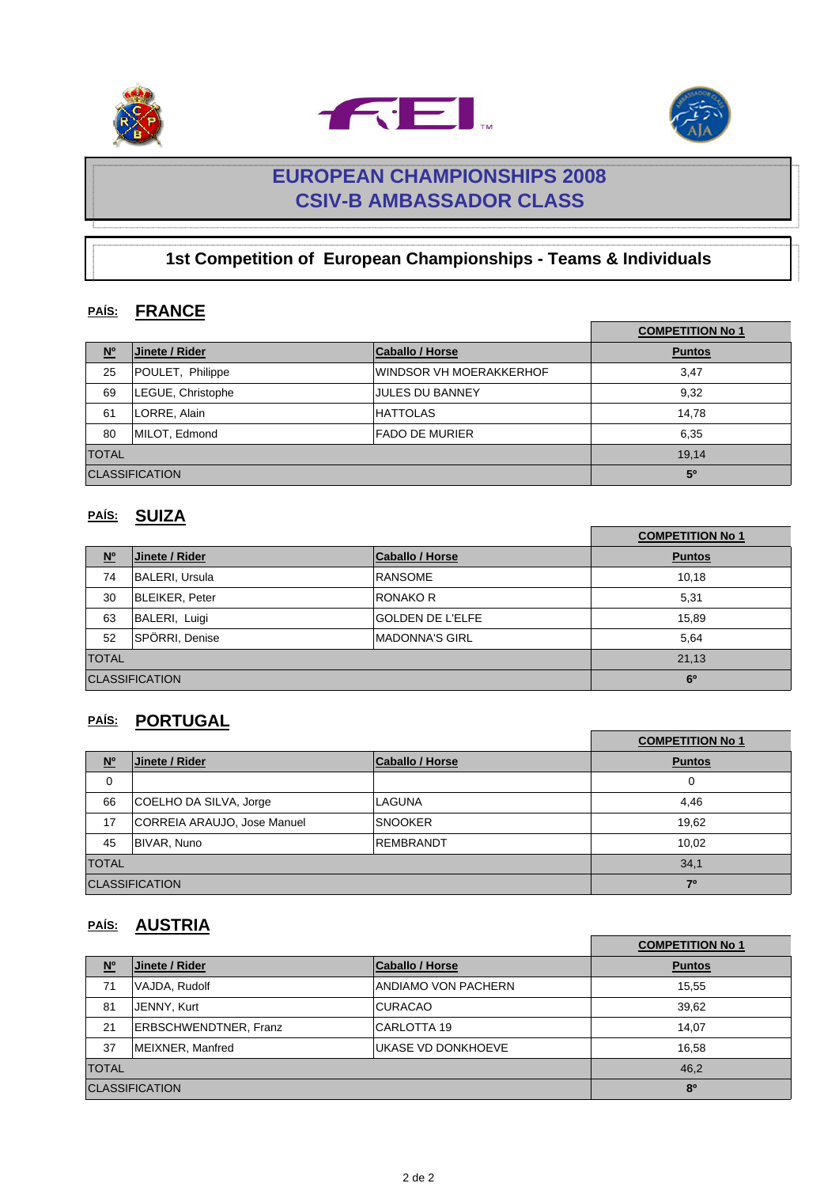# EUROPEAN CHAMPIONSHIPS 2008
# CSIV-B AMBASSADOR CLASS

## 1st Competition of European Championships - Teams & Individuals

### PAÍS: FRANCE

| Nº | Jinete / Rider | Caballo / Horse | COMPETITION No 1 Puntos |
|---|---|---|---|
| 25 | POULET, Philippe | WINDSOR VH MOERAKKERHOF | 3,47 |
| 69 | LEGUE, Christophe | JULES DU BANNEY | 9,32 |
| 61 | LORRE, Alain | HATTOLAS | 14,78 |
| 80 | MILOT, Edmond | FADO DE MURIER | 6,35 |
| TOTAL | | | 19,14 |
| CLASSIFICATION | | | 5º |

### PAÍS: SUIZA

| Nº | Jinete / Rider | Caballo / Horse | COMPETITION No 1 Puntos |
|---|---|---|---|
| 74 | BALERI, Ursula | RANSOME | 10,18 |
| 30 | BLEIKER, Peter | RONAKO R | 5,31 |
| 63 | BALERI, Luigi | GOLDEN DE L'ELFE | 15,89 |
| 52 | SPÖRRI, Denise | MADONNA'S GIRL | 5,64 |
| TOTAL | | | 21,13 |
| CLASSIFICATION | | | 6º |

### PAÍS: PORTUGAL

| Nº | Jinete / Rider | Caballo / Horse | COMPETITION No 1 Puntos |
|---|---|---|---|
| 0 | | | 0 |
| 66 | COELHO DA SILVA, Jorge | LAGUNA | 4,46 |
| 17 | CORREIA ARAUJO, Jose Manuel | SNOOKER | 19,62 |
| 45 | BIVAR, Nuno | REMBRANDT | 10,02 |
| TOTAL | | | 34,1 |
| CLASSIFICATION | | | 7º |

### PAÍS: AUSTRIA

| Nº | Jinete / Rider | Caballo / Horse | COMPETITION No 1 Puntos |
|---|---|---|---|
| 71 | VAJDA, Rudolf | ANDIAMO VON PACHERN | 15,55 |
| 81 | JENNY, Kurt | CURACAO | 39,62 |
| 21 | ERBSCHWENDTNER, Franz | CARLOTTA 19 | 14,07 |
| 37 | MEIXNER, Manfred | UKASE VD DONKHOEVE | 16,58 |
| TOTAL | | | 46,2 |
| CLASSIFICATION | | | 8º |